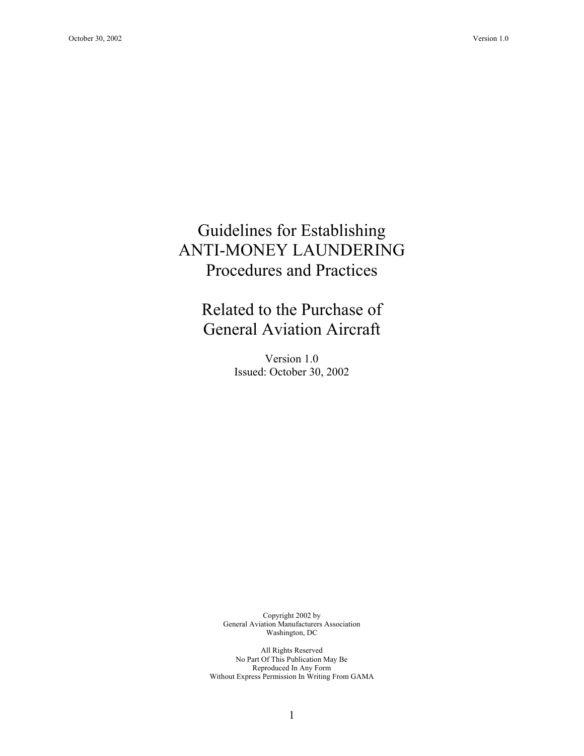# Guidelines for Establishing ANTI-MONEY LAUNDERING Procedures and Practices

# Related to the Purchase of General Aviation Aircraft

Version 1.0
Issued: October 30, 2002

Copyright 2002 by
General Aviation Manufacturers Association
Washington, DC

All Rights Reserved
No Part Of This Publication May Be
Reproduced In Any Form
Without Express Permission In Writing From GAMA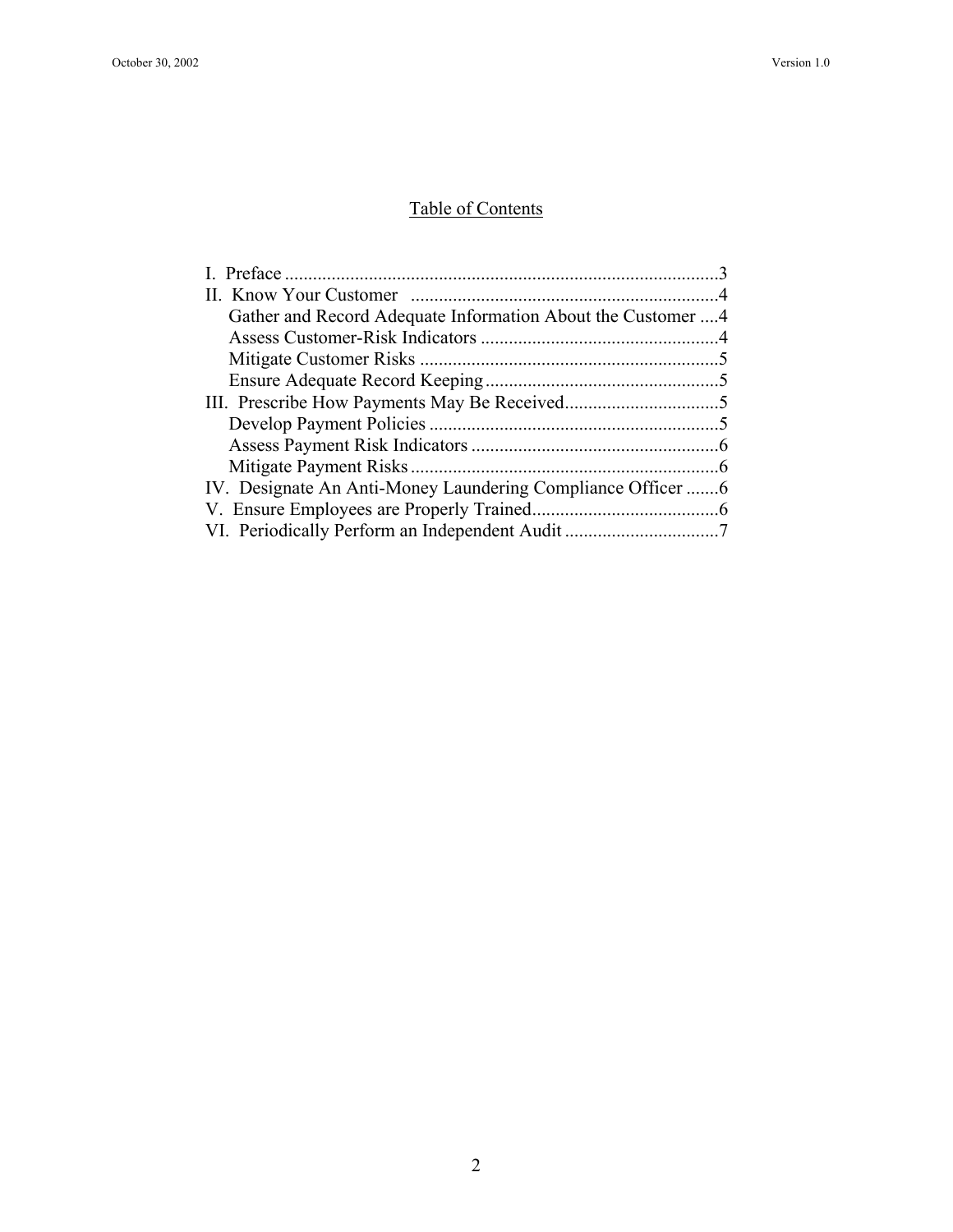# Table of Contents

I. Preface ....................................................................................3
II. Know Your Customer ..................................................................4
    Gather and Record Adequate Information About the Customer ....4
    Assess Customer-Risk Indicators ...................................................4
    Mitigate Customer Risks ................................................................5
    Ensure Adequate Record Keeping ..................................................5
III. Prescribe How Payments May Be Received.................................5
    Develop Payment Policies ..............................................................5
    Assess Payment Risk Indicators .....................................................6
    Mitigate Payment Risks ..................................................................6
IV. Designate An Anti-Money Laundering Compliance Officer .......6
V. Ensure Employees are Properly Trained........................................6
VI. Periodically Perform an Independent Audit .................................7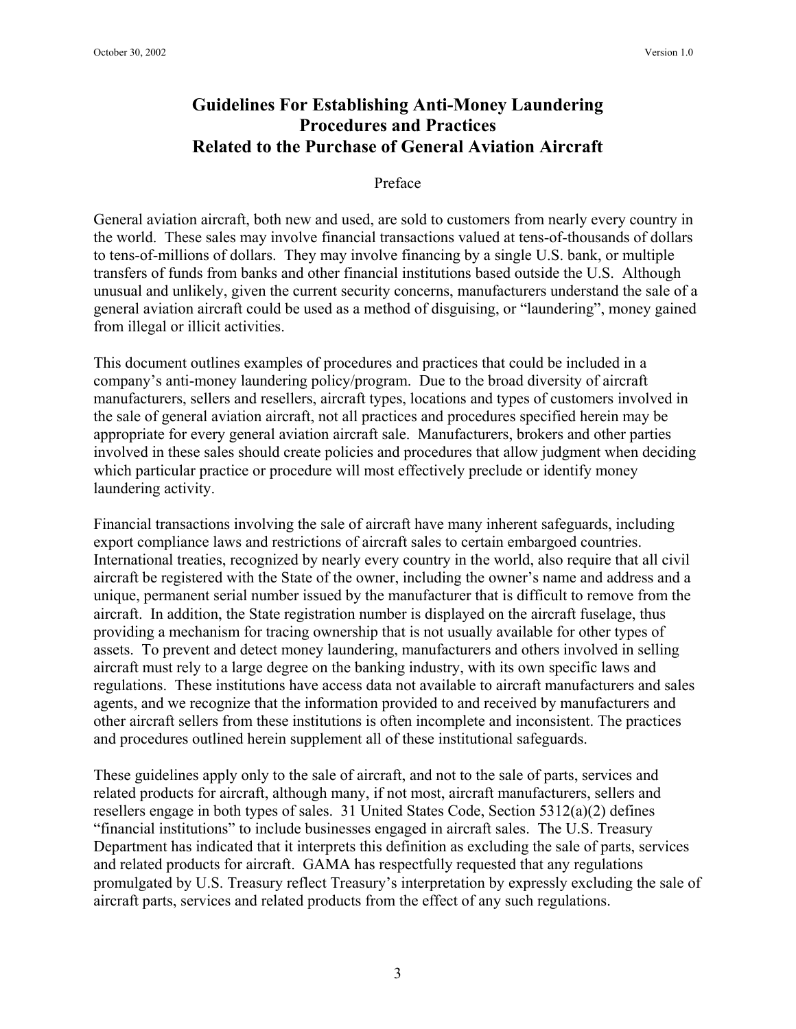# Guidelines For Establishing Anti-Money Laundering Procedures and Practices Related to the Purchase of General Aviation Aircraft

## Preface

General aviation aircraft, both new and used, are sold to customers from nearly every country in the world. These sales may involve financial transactions valued at tens-of-thousands of dollars to tens-of-millions of dollars. They may involve financing by a single U.S. bank, or multiple transfers of funds from banks and other financial institutions based outside the U.S. Although unusual and unlikely, given the current security concerns, manufacturers understand the sale of a general aviation aircraft could be used as a method of disguising, or "laundering", money gained from illegal or illicit activities.

This document outlines examples of procedures and practices that could be included in a company's anti-money laundering policy/program. Due to the broad diversity of aircraft manufacturers, sellers and resellers, aircraft types, locations and types of customers involved in the sale of general aviation aircraft, not all practices and procedures specified herein may be appropriate for every general aviation aircraft sale. Manufacturers, brokers and other parties involved in these sales should create policies and procedures that allow judgment when deciding which particular practice or procedure will most effectively preclude or identify money laundering activity.

Financial transactions involving the sale of aircraft have many inherent safeguards, including export compliance laws and restrictions of aircraft sales to certain embargoed countries. International treaties, recognized by nearly every country in the world, also require that all civil aircraft be registered with the State of the owner, including the owner's name and address and a unique, permanent serial number issued by the manufacturer that is difficult to remove from the aircraft. In addition, the State registration number is displayed on the aircraft fuselage, thus providing a mechanism for tracing ownership that is not usually available for other types of assets. To prevent and detect money laundering, manufacturers and others involved in selling aircraft must rely to a large degree on the banking industry, with its own specific laws and regulations. These institutions have access data not available to aircraft manufacturers and sales agents, and we recognize that the information provided to and received by manufacturers and other aircraft sellers from these institutions is often incomplete and inconsistent. The practices and procedures outlined herein supplement all of these institutional safeguards.

These guidelines apply only to the sale of aircraft, and not to the sale of parts, services and related products for aircraft, although many, if not most, aircraft manufacturers, sellers and resellers engage in both types of sales. 31 United States Code, Section 5312(a)(2) defines "financial institutions" to include businesses engaged in aircraft sales. The U.S. Treasury Department has indicated that it interprets this definition as excluding the sale of parts, services and related products for aircraft. GAMA has respectfully requested that any regulations promulgated by U.S. Treasury reflect Treasury's interpretation by expressly excluding the sale of aircraft parts, services and related products from the effect of any such regulations.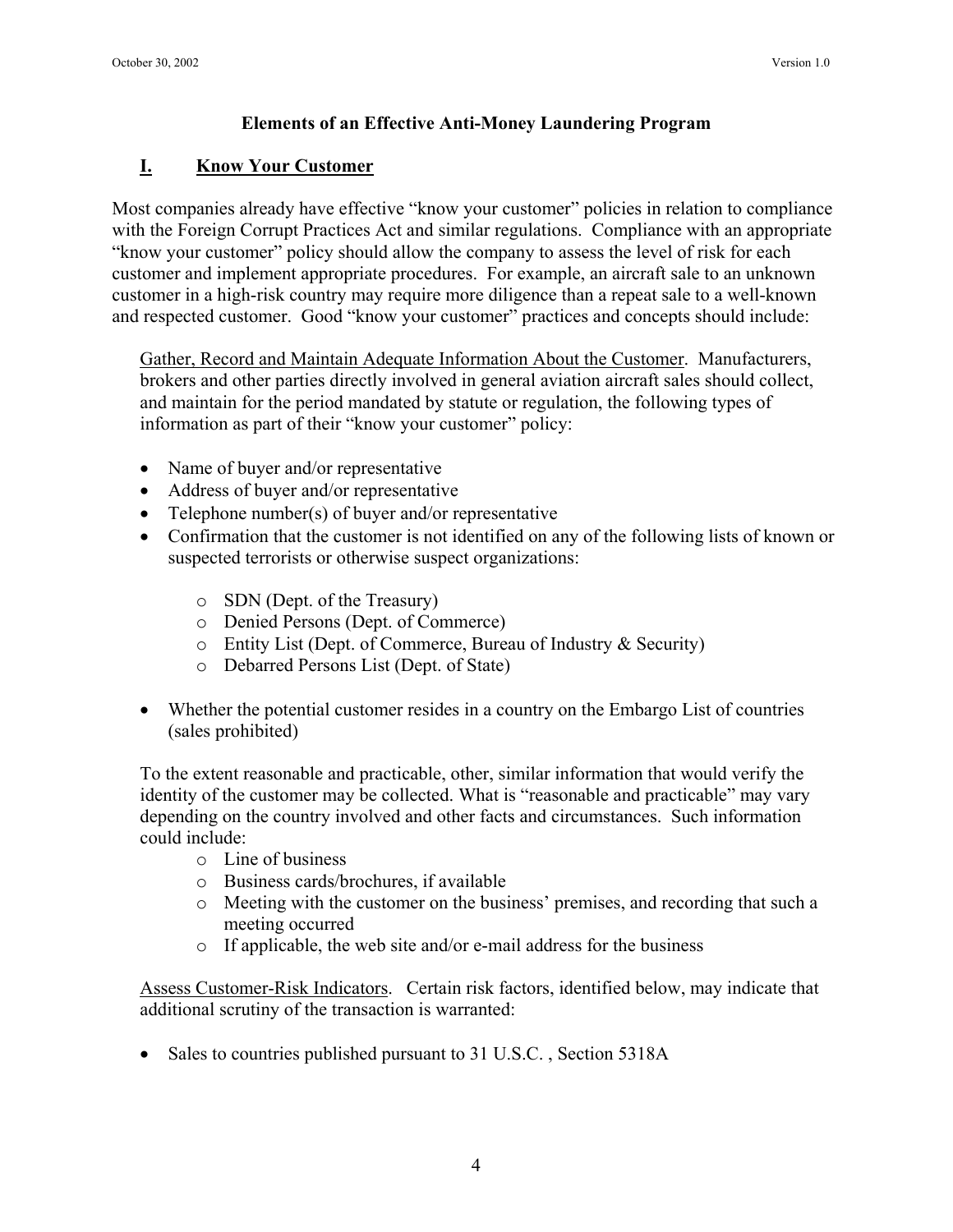## Elements of an Effective Anti-Money Laundering Program

### I. Know Your Customer

Most companies already have effective "know your customer" policies in relation to compliance with the Foreign Corrupt Practices Act and similar regulations. Compliance with an appropriate "know your customer" policy should allow the company to assess the level of risk for each customer and implement appropriate procedures. For example, an aircraft sale to an unknown customer in a high-risk country may require more diligence than a repeat sale to a well-known and respected customer. Good "know your customer" practices and concepts should include:

<u>Gather, Record and Maintain Adequate Information About the Customer</u>. Manufacturers, brokers and other parties directly involved in general aviation aircraft sales should collect, and maintain for the period mandated by statute or regulation, the following types of information as part of their "know your customer" policy:

- Name of buyer and/or representative
- Address of buyer and/or representative
- Telephone number(s) of buyer and/or representative
- Confirmation that the customer is not identified on any of the following lists of known or suspected terrorists or otherwise suspect organizations:
    - SDN (Dept. of the Treasury)
    - Denied Persons (Dept. of Commerce)
    - Entity List (Dept. of Commerce, Bureau of Industry & Security)
    - Debarred Persons List (Dept. of State)
- Whether the potential customer resides in a country on the Embargo List of countries (sales prohibited)

To the extent reasonable and practicable, other, similar information that would verify the identity of the customer may be collected. What is "reasonable and practicable" may vary depending on the country involved and other facts and circumstances. Such information could include:

- Line of business
- Business cards/brochures, if available
- Meeting with the customer on the business' premises, and recording that such a meeting occurred
- If applicable, the web site and/or e-mail address for the business

<u>Assess Customer-Risk Indicators</u>. Certain risk factors, identified below, may indicate that additional scrutiny of the transaction is warranted:

- Sales to countries published pursuant to 31 U.S.C. , Section 5318A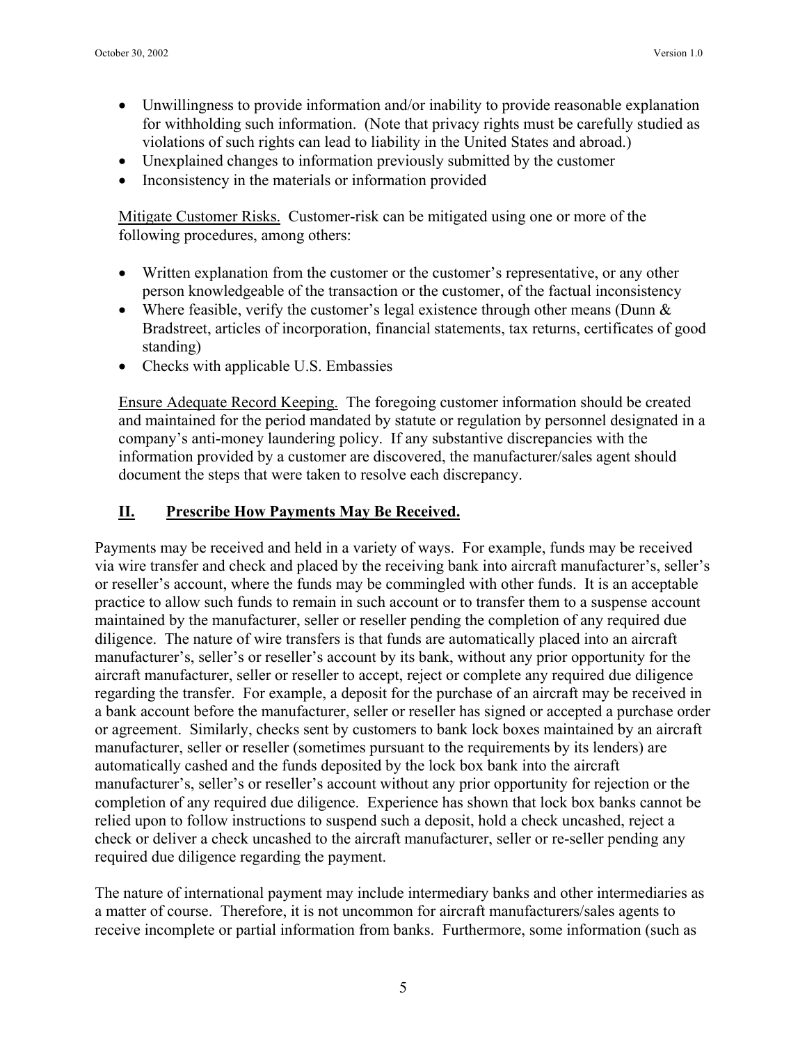- Unwillingness to provide information and/or inability to provide reasonable explanation for withholding such information. (Note that privacy rights must be carefully studied as violations of such rights can lead to liability in the United States and abroad.)
- Unexplained changes to information previously submitted by the customer
- Inconsistency in the materials or information provided

<u>Mitigate Customer Risks.</u> Customer-risk can be mitigated using one or more of the following procedures, among others:

- Written explanation from the customer or the customer's representative, or any other person knowledgeable of the transaction or the customer, of the factual inconsistency
- Where feasible, verify the customer's legal existence through other means (Dunn & Bradstreet, articles of incorporation, financial statements, tax returns, certificates of good standing)
- Checks with applicable U.S. Embassies

<u>Ensure Adequate Record Keeping.</u> The foregoing customer information should be created and maintained for the period mandated by statute or regulation by personnel designated in a company's anti-money laundering policy. If any substantive discrepancies with the information provided by a customer are discovered, the manufacturer/sales agent should document the steps that were taken to resolve each discrepancy.

## II. Prescribe How Payments May Be Received.

Payments may be received and held in a variety of ways. For example, funds may be received via wire transfer and check and placed by the receiving bank into aircraft manufacturer's, seller's or reseller's account, where the funds may be commingled with other funds. It is an acceptable practice to allow such funds to remain in such account or to transfer them to a suspense account maintained by the manufacturer, seller or reseller pending the completion of any required due diligence. The nature of wire transfers is that funds are automatically placed into an aircraft manufacturer's, seller's or reseller's account by its bank, without any prior opportunity for the aircraft manufacturer, seller or reseller to accept, reject or complete any required due diligence regarding the transfer. For example, a deposit for the purchase of an aircraft may be received in a bank account before the manufacturer, seller or reseller has signed or accepted a purchase order or agreement. Similarly, checks sent by customers to bank lock boxes maintained by an aircraft manufacturer, seller or reseller (sometimes pursuant to the requirements by its lenders) are automatically cashed and the funds deposited by the lock box bank into the aircraft manufacturer's, seller's or reseller's account without any prior opportunity for rejection or the completion of any required due diligence. Experience has shown that lock box banks cannot be relied upon to follow instructions to suspend such a deposit, hold a check uncashed, reject a check or deliver a check uncashed to the aircraft manufacturer, seller or re-seller pending any required due diligence regarding the payment.

The nature of international payment may include intermediary banks and other intermediaries as a matter of course. Therefore, it is not uncommon for aircraft manufacturers/sales agents to receive incomplete or partial information from banks. Furthermore, some information (such as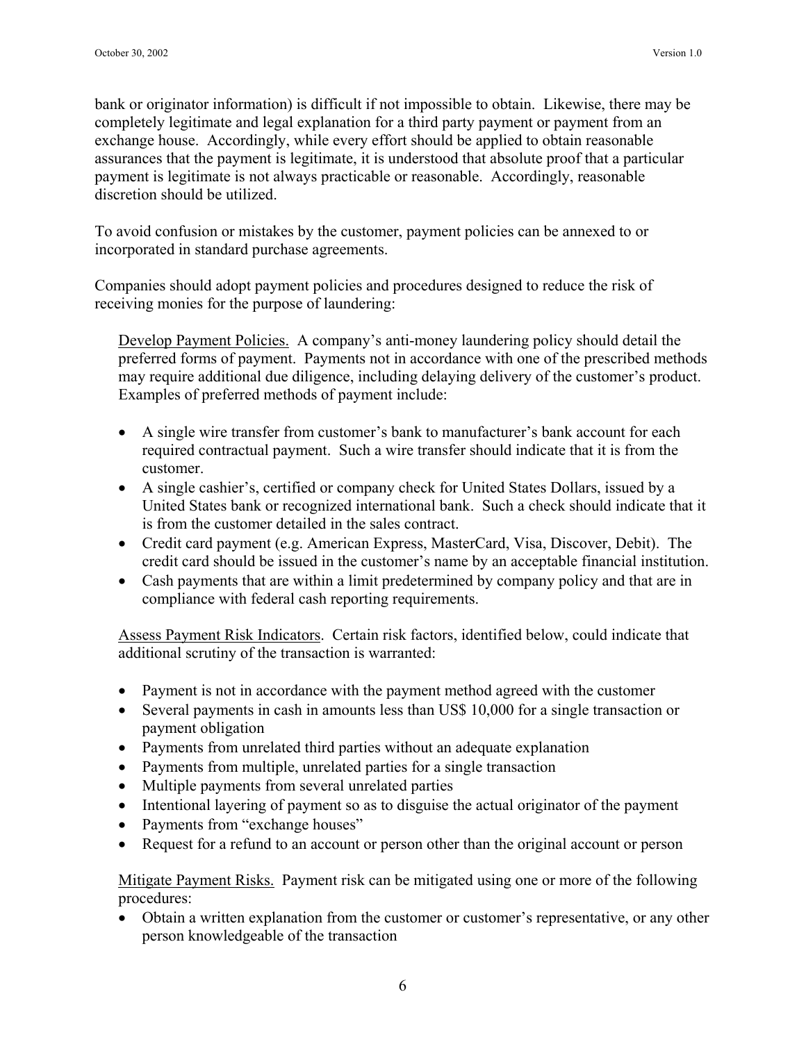bank or originator information) is difficult if not impossible to obtain. Likewise, there may be completely legitimate and legal explanation for a third party payment or payment from an exchange house. Accordingly, while every effort should be applied to obtain reasonable assurances that the payment is legitimate, it is understood that absolute proof that a particular payment is legitimate is not always practicable or reasonable. Accordingly, reasonable discretion should be utilized.

To avoid confusion or mistakes by the customer, payment policies can be annexed to or incorporated in standard purchase agreements.

Companies should adopt payment policies and procedures designed to reduce the risk of receiving monies for the purpose of laundering:

<u>Develop Payment Policies.</u> A company's anti-money laundering policy should detail the preferred forms of payment. Payments not in accordance with one of the prescribed methods may require additional due diligence, including delaying delivery of the customer's product. Examples of preferred methods of payment include:

- A single wire transfer from customer's bank to manufacturer's bank account for each required contractual payment. Such a wire transfer should indicate that it is from the customer.
- A single cashier's, certified or company check for United States Dollars, issued by a United States bank or recognized international bank. Such a check should indicate that it is from the customer detailed in the sales contract.
- Credit card payment (e.g. American Express, MasterCard, Visa, Discover, Debit). The credit card should be issued in the customer's name by an acceptable financial institution.
- Cash payments that are within a limit predetermined by company policy and that are in compliance with federal cash reporting requirements.

<u>Assess Payment Risk Indicators</u>. Certain risk factors, identified below, could indicate that additional scrutiny of the transaction is warranted:

- Payment is not in accordance with the payment method agreed with the customer
- Several payments in cash in amounts less than US$ 10,000 for a single transaction or payment obligation
- Payments from unrelated third parties without an adequate explanation
- Payments from multiple, unrelated parties for a single transaction
- Multiple payments from several unrelated parties
- Intentional layering of payment so as to disguise the actual originator of the payment
- Payments from "exchange houses"
- Request for a refund to an account or person other than the original account or person

<u>Mitigate Payment Risks.</u> Payment risk can be mitigated using one or more of the following procedures:

- Obtain a written explanation from the customer or customer's representative, or any other person knowledgeable of the transaction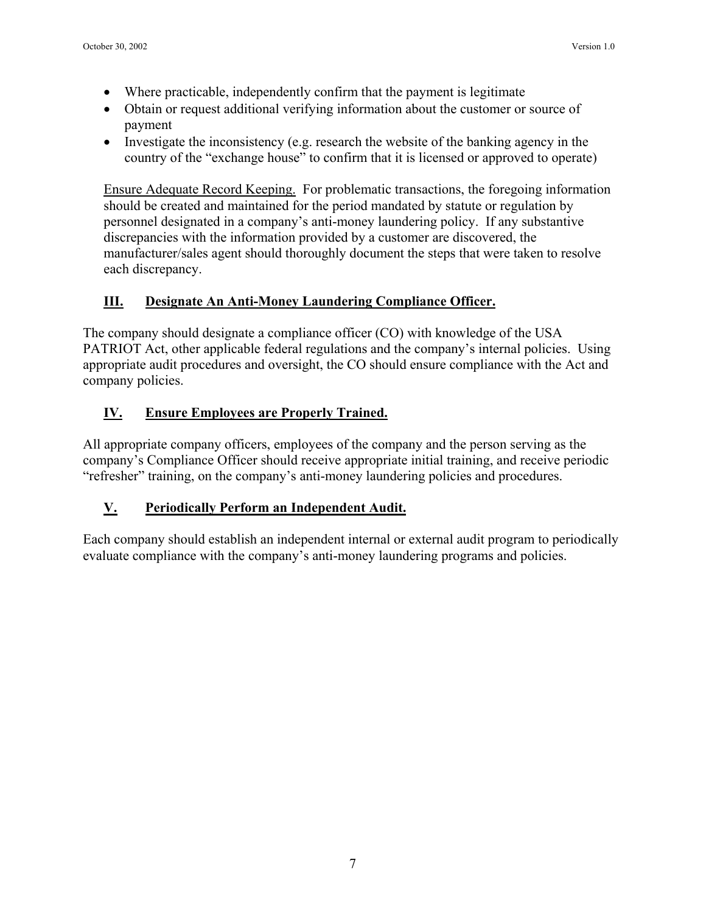- Where practicable, independently confirm that the payment is legitimate
- Obtain or request additional verifying information about the customer or source of payment
- Investigate the inconsistency (e.g. research the website of the banking agency in the country of the "exchange house" to confirm that it is licensed or approved to operate)

Ensure Adequate Record Keeping. For problematic transactions, the foregoing information should be created and maintained for the period mandated by statute or regulation by personnel designated in a company's anti-money laundering policy. If any substantive discrepancies with the information provided by a customer are discovered, the manufacturer/sales agent should thoroughly document the steps that were taken to resolve each discrepancy.

## III. Designate An Anti-Money Laundering Compliance Officer.

The company should designate a compliance officer (CO) with knowledge of the USA PATRIOT Act, other applicable federal regulations and the company's internal policies. Using appropriate audit procedures and oversight, the CO should ensure compliance with the Act and company policies.

## IV. Ensure Employees are Properly Trained.

All appropriate company officers, employees of the company and the person serving as the company's Compliance Officer should receive appropriate initial training, and receive periodic "refresher" training, on the company's anti-money laundering policies and procedures.

## V. Periodically Perform an Independent Audit.

Each company should establish an independent internal or external audit program to periodically evaluate compliance with the company's anti-money laundering programs and policies.